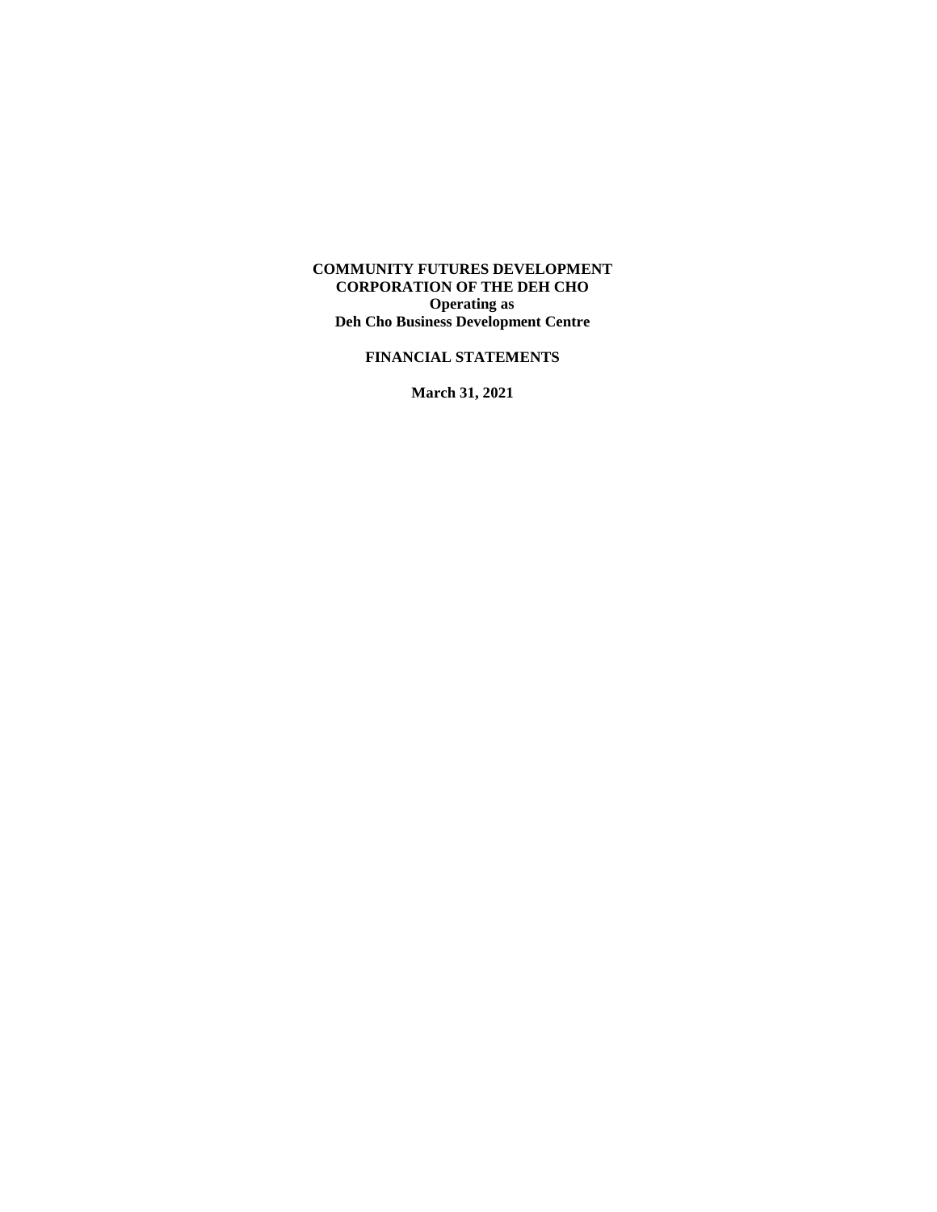**COMMUNITY FUTURES DEVELOPMENT CORPORATION OF THE DEH CHO**
**Operating as**
**Deh Cho Business Development Centre**

**FINANCIAL STATEMENTS**

**March 31, 2021**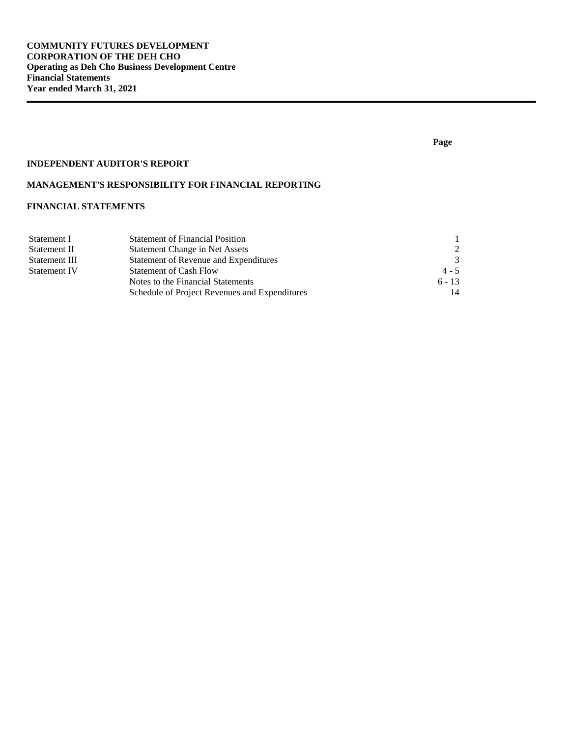**COMMUNITY FUTURES DEVELOPMENT**
**CORPORATION OF THE DEH CHO**
**Operating as Deh Cho Business Development Centre**
**Financial Statements**
**Year ended March 31, 2021**

---

| | | **Page** |
|---|---|---|
| **INDEPENDENT AUDITOR'S REPORT** | | |
| **MANAGEMENT'S RESPONSIBILITY FOR FINANCIAL REPORTING** | | |
| **FINANCIAL STATEMENTS** | | |
| Statement I | Statement of Financial Position | 1 |
| Statement II | Statement Change in Net Assets | 2 |
| Statement III | Statement of Revenue and Expenditures | 3 |
| Statement IV | Statement of Cash Flow | 4 - 5 |
| | Notes to the Financial Statements | 6 - 13 |
| | Schedule of Project Revenues and Expenditures | 14 |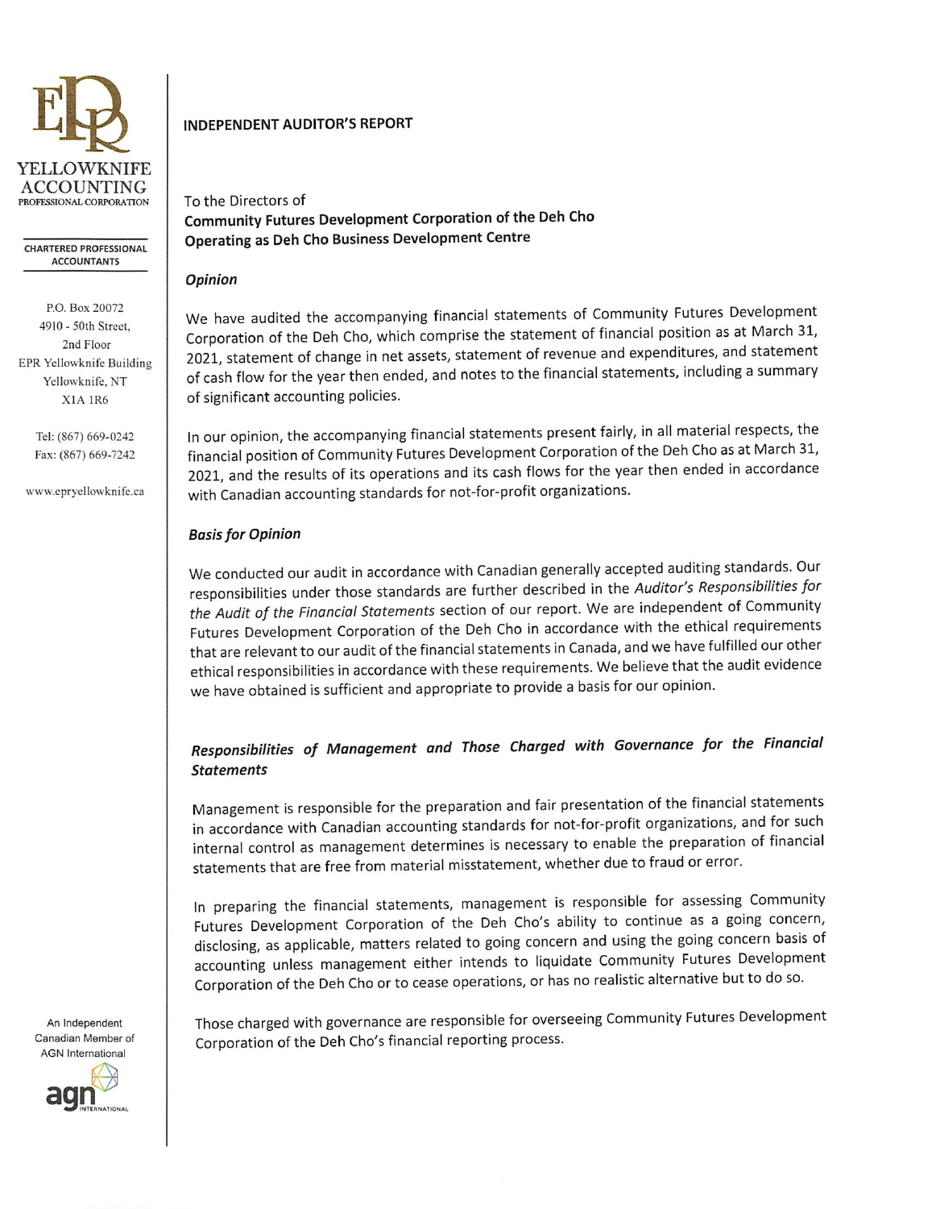YELLOWKNIFE ACCOUNTING PROFESSIONAL CORPORATION

CHARTERED PROFESSIONAL ACCOUNTANTS

P.O. Box 20072
4910 - 50th Street,
2nd Floor
EPR Yellowknife Building
Yellowknife, NT
X1A 1R6

Tel: (867) 669-0242
Fax: (867) 669-7242

www.epryellowknife.ca

An Independent Canadian Member of AGN International

## INDEPENDENT AUDITOR'S REPORT

To the Directors of
**Community Futures Development Corporation of the Deh Cho**
**Operating as Deh Cho Business Development Centre**

### *Opinion*

We have audited the accompanying financial statements of Community Futures Development Corporation of the Deh Cho, which comprise the statement of financial position as at March 31, 2021, statement of change in net assets, statement of revenue and expenditures, and statement of cash flow for the year then ended, and notes to the financial statements, including a summary of significant accounting policies.

In our opinion, the accompanying financial statements present fairly, in all material respects, the financial position of Community Futures Development Corporation of the Deh Cho as at March 31, 2021, and the results of its operations and its cash flows for the year then ended in accordance with Canadian accounting standards for not-for-profit organizations.

### *Basis for Opinion*

We conducted our audit in accordance with Canadian generally accepted auditing standards. Our responsibilities under those standards are further described in the *Auditor's Responsibilities for the Audit of the Financial Statements* section of our report. We are independent of Community Futures Development Corporation of the Deh Cho in accordance with the ethical requirements that are relevant to our audit of the financial statements in Canada, and we have fulfilled our other ethical responsibilities in accordance with these requirements. We believe that the audit evidence we have obtained is sufficient and appropriate to provide a basis for our opinion.

### *Responsibilities of Management and Those Charged with Governance for the Financial Statements*

Management is responsible for the preparation and fair presentation of the financial statements in accordance with Canadian accounting standards for not-for-profit organizations, and for such internal control as management determines is necessary to enable the preparation of financial statements that are free from material misstatement, whether due to fraud or error.

In preparing the financial statements, management is responsible for assessing Community Futures Development Corporation of the Deh Cho's ability to continue as a going concern, disclosing, as applicable, matters related to going concern and using the going concern basis of accounting unless management either intends to liquidate Community Futures Development Corporation of the Deh Cho or to cease operations, or has no realistic alternative but to do so.

Those charged with governance are responsible for overseeing Community Futures Development Corporation of the Deh Cho's financial reporting process.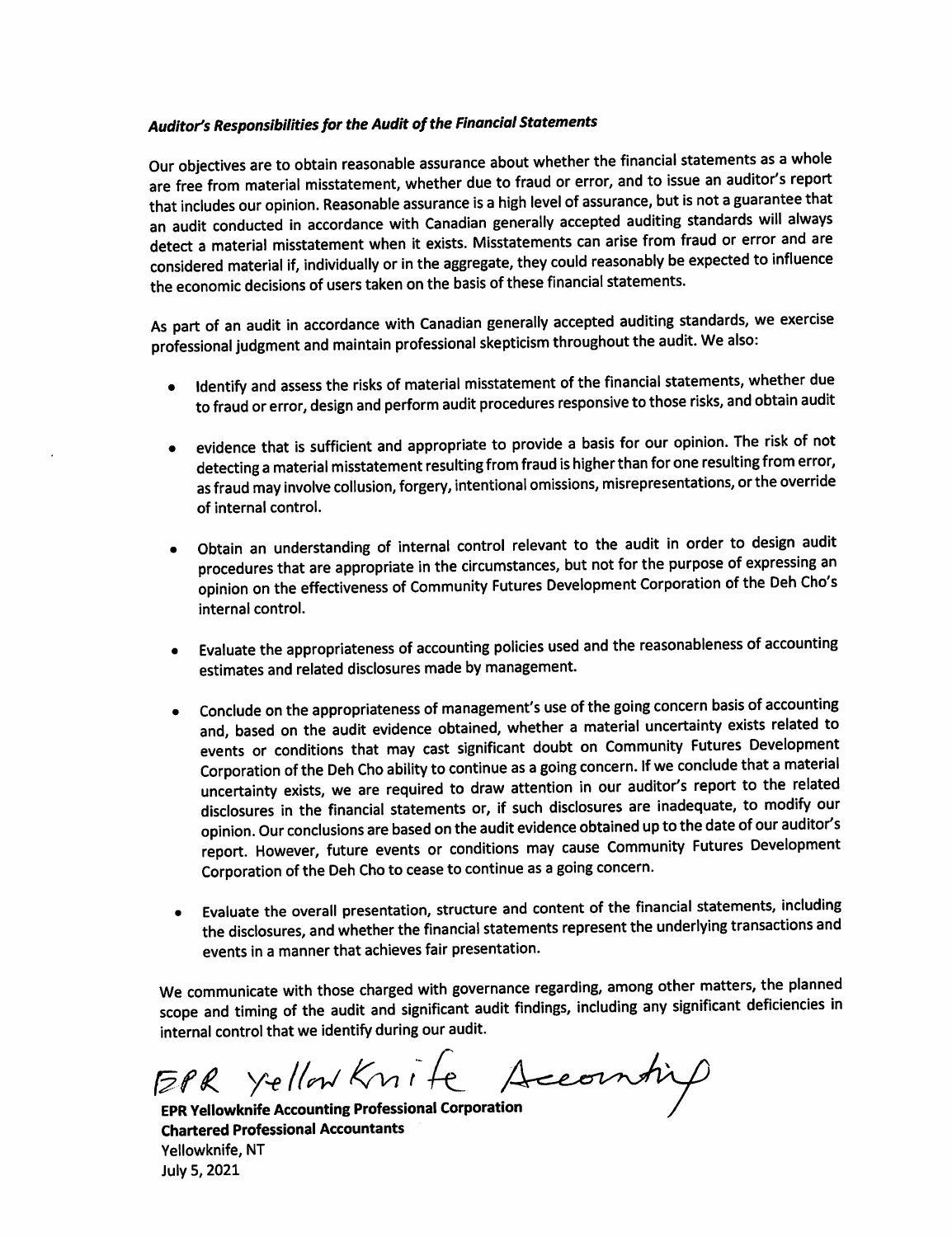***Auditor's Responsibilities for the Audit of the Financial Statements***

Our objectives are to obtain reasonable assurance about whether the financial statements as a whole are free from material misstatement, whether due to fraud or error, and to issue an auditor's report that includes our opinion. Reasonable assurance is a high level of assurance, but is not a guarantee that an audit conducted in accordance with Canadian generally accepted auditing standards will always detect a material misstatement when it exists. Misstatements can arise from fraud or error and are considered material if, individually or in the aggregate, they could reasonably be expected to influence the economic decisions of users taken on the basis of these financial statements.

As part of an audit in accordance with Canadian generally accepted auditing standards, we exercise professional judgment and maintain professional skepticism throughout the audit. We also:

- Identify and assess the risks of material misstatement of the financial statements, whether due to fraud or error, design and perform audit procedures responsive to those risks, and obtain audit

- evidence that is sufficient and appropriate to provide a basis for our opinion. The risk of not detecting a material misstatement resulting from fraud is higher than for one resulting from error, as fraud may involve collusion, forgery, intentional omissions, misrepresentations, or the override of internal control.

- Obtain an understanding of internal control relevant to the audit in order to design audit procedures that are appropriate in the circumstances, but not for the purpose of expressing an opinion on the effectiveness of Community Futures Development Corporation of the Deh Cho's internal control.

- Evaluate the appropriateness of accounting policies used and the reasonableness of accounting estimates and related disclosures made by management.

- Conclude on the appropriateness of management's use of the going concern basis of accounting and, based on the audit evidence obtained, whether a material uncertainty exists related to events or conditions that may cast significant doubt on Community Futures Development Corporation of the Deh Cho ability to continue as a going concern. If we conclude that a material uncertainty exists, we are required to draw attention in our auditor's report to the related disclosures in the financial statements or, if such disclosures are inadequate, to modify our opinion. Our conclusions are based on the audit evidence obtained up to the date of our auditor's report. However, future events or conditions may cause Community Futures Development Corporation of the Deh Cho to cease to continue as a going concern.

- Evaluate the overall presentation, structure and content of the financial statements, including the disclosures, and whether the financial statements represent the underlying transactions and events in a manner that achieves fair presentation.

We communicate with those charged with governance regarding, among other matters, the planned scope and timing of the audit and significant audit findings, including any significant deficiencies in internal control that we identify during our audit.

EPR Yellowknife Accounting

**EPR Yellowknife Accounting Professional Corporation**
**Chartered Professional Accountants**
Yellowknife, NT
July 5, 2021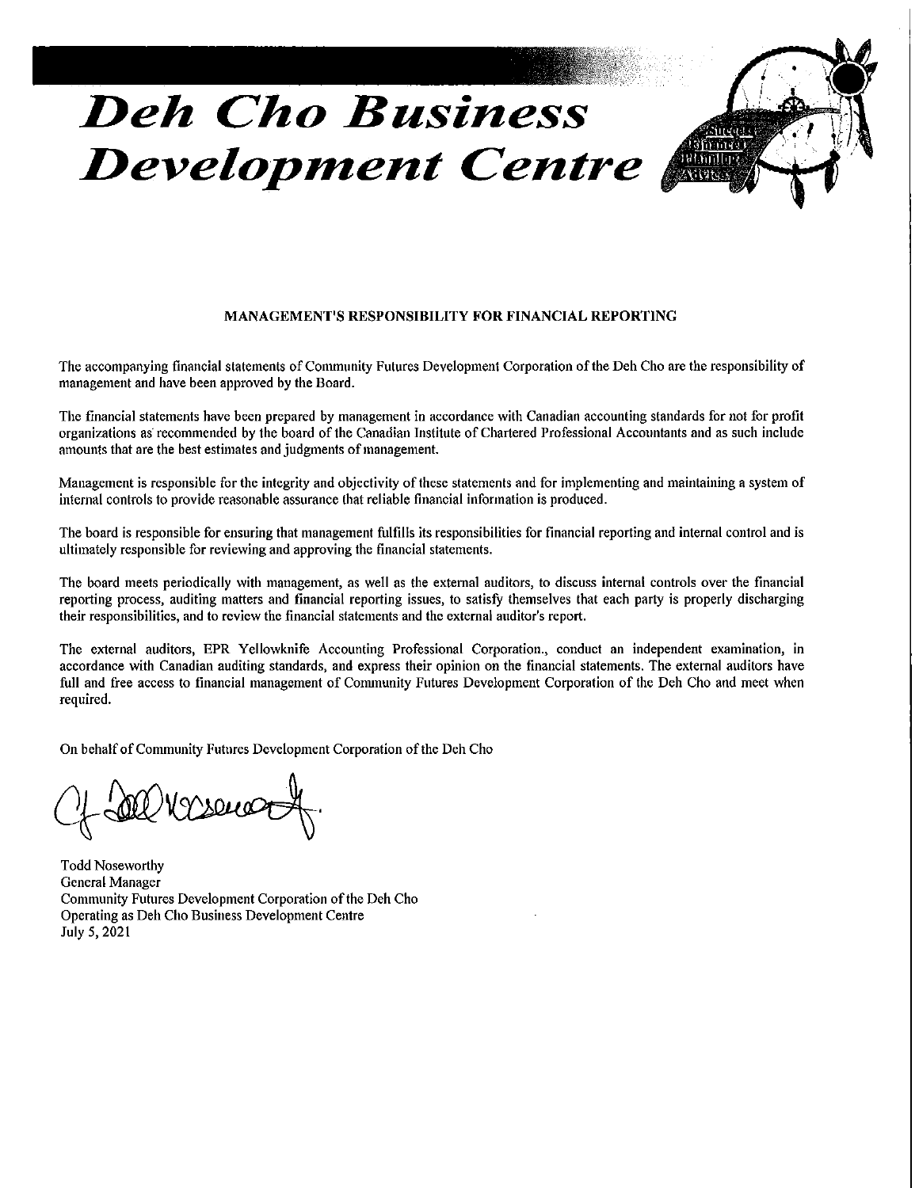# *Deh Cho Business Development Centre*

## MANAGEMENT'S RESPONSIBILITY FOR FINANCIAL REPORTING

The accompanying financial statements of Community Futures Development Corporation of the Deh Cho are the responsibility of management and have been approved by the Board.

The financial statements have been prepared by management in accordance with Canadian accounting standards for not for profit organizations as recommended by the board of the Canadian Institute of Chartered Professional Accountants and as such include amounts that are the best estimates and judgments of management.

Management is responsible for the integrity and objectivity of these statements and for implementing and maintaining a system of internal controls to provide reasonable assurance that reliable financial information is produced.

The board is responsible for ensuring that management fulfills its responsibilities for financial reporting and internal control and is ultimately responsible for reviewing and approving the financial statements.

The board meets periodically with management, as well as the external auditors, to discuss internal controls over the financial reporting process, auditing matters and financial reporting issues, to satisfy themselves that each party is properly discharging their responsibilities, and to review the financial statements and the external auditor's report.

The external auditors, EPR Yellowknife Accounting Professional Corporation., conduct an independent examination, in accordance with Canadian auditing standards, and express their opinion on the financial statements. The external auditors have full and free access to financial management of Community Futures Development Corporation of the Deh Cho and meet when required.

On behalf of Community Futures Development Corporation of the Deh Cho

Todd Noseworthy
General Manager
Community Futures Development Corporation of the Deh Cho
Operating as Deh Cho Business Development Centre
July 5, 2021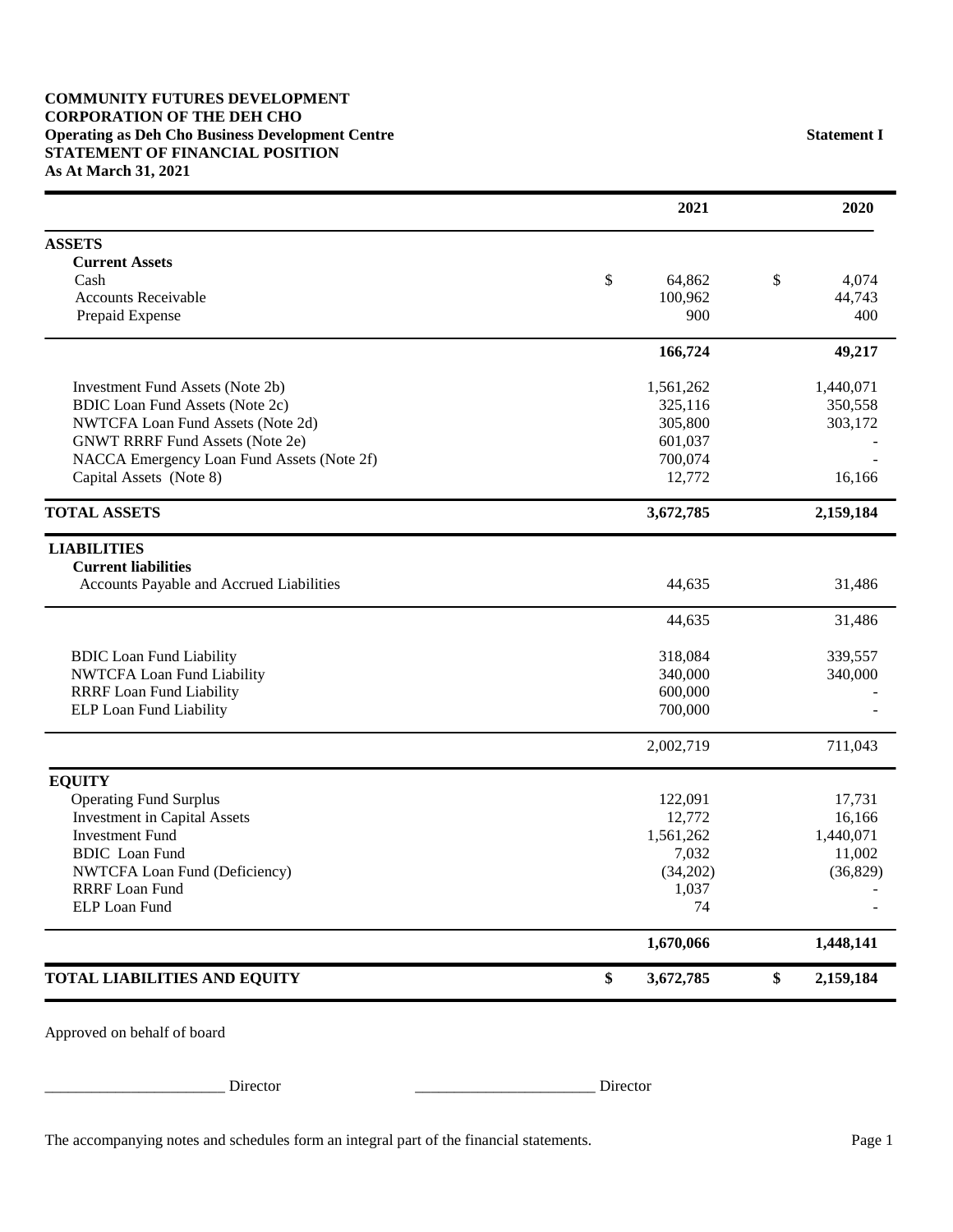**COMMUNITY FUTURES DEVELOPMENT CORPORATION OF THE DEH CHO**
**Operating as Deh Cho Business Development Centre**
**STATEMENT OF FINANCIAL POSITION**
**As At March 31, 2021**

**Statement I**

| | 2021 | 2020 |
|---|---|---|
| **ASSETS** | | |
| **Current Assets** | | |
| Cash | $ 64,862 | $ 4,074 |
| Accounts Receivable | 100,962 | 44,743 |
| Prepaid Expense | 900 | 400 |
| | **166,724** | **49,217** |
| Investment Fund Assets (Note 2b) | 1,561,262 | 1,440,071 |
| BDIC Loan Fund Assets (Note 2c) | 325,116 | 350,558 |
| NWTCFA Loan Fund Assets (Note 2d) | 305,800 | 303,172 |
| GNWT RRRF Fund Assets (Note 2e) | 601,037 | - |
| NACCA Emergency Loan Fund Assets (Note 2f) | 700,074 | - |
| Capital Assets (Note 8) | 12,772 | 16,166 |
| **TOTAL ASSETS** | **3,672,785** | **2,159,184** |
| **LIABILITIES** | | |
| **Current liabilities** | | |
| Accounts Payable and Accrued Liabilities | 44,635 | 31,486 |
| | 44,635 | 31,486 |
| BDIC Loan Fund Liability | 318,084 | 339,557 |
| NWTCFA Loan Fund Liability | 340,000 | 340,000 |
| RRRF Loan Fund Liability | 600,000 | - |
| ELP Loan Fund Liability | 700,000 | - |
| | 2,002,719 | 711,043 |
| **EQUITY** | | |
| Operating Fund Surplus | 122,091 | 17,731 |
| Investment in Capital Assets | 12,772 | 16,166 |
| Investment Fund | 1,561,262 | 1,440,071 |
| BDIC Loan Fund | 7,032 | 11,002 |
| NWTCFA Loan Fund (Deficiency) | (34,202) | (36,829) |
| RRRF Loan Fund | 1,037 | - |
| ELP Loan Fund | 74 | - |
| | **1,670,066** | **1,448,141** |
| **TOTAL LIABILITIES AND EQUITY** | **$ 3,672,785** | **$ 2,159,184** |

Approved on behalf of board

_______________________ Director _______________________ Director

The accompanying notes and schedules form an integral part of the financial statements.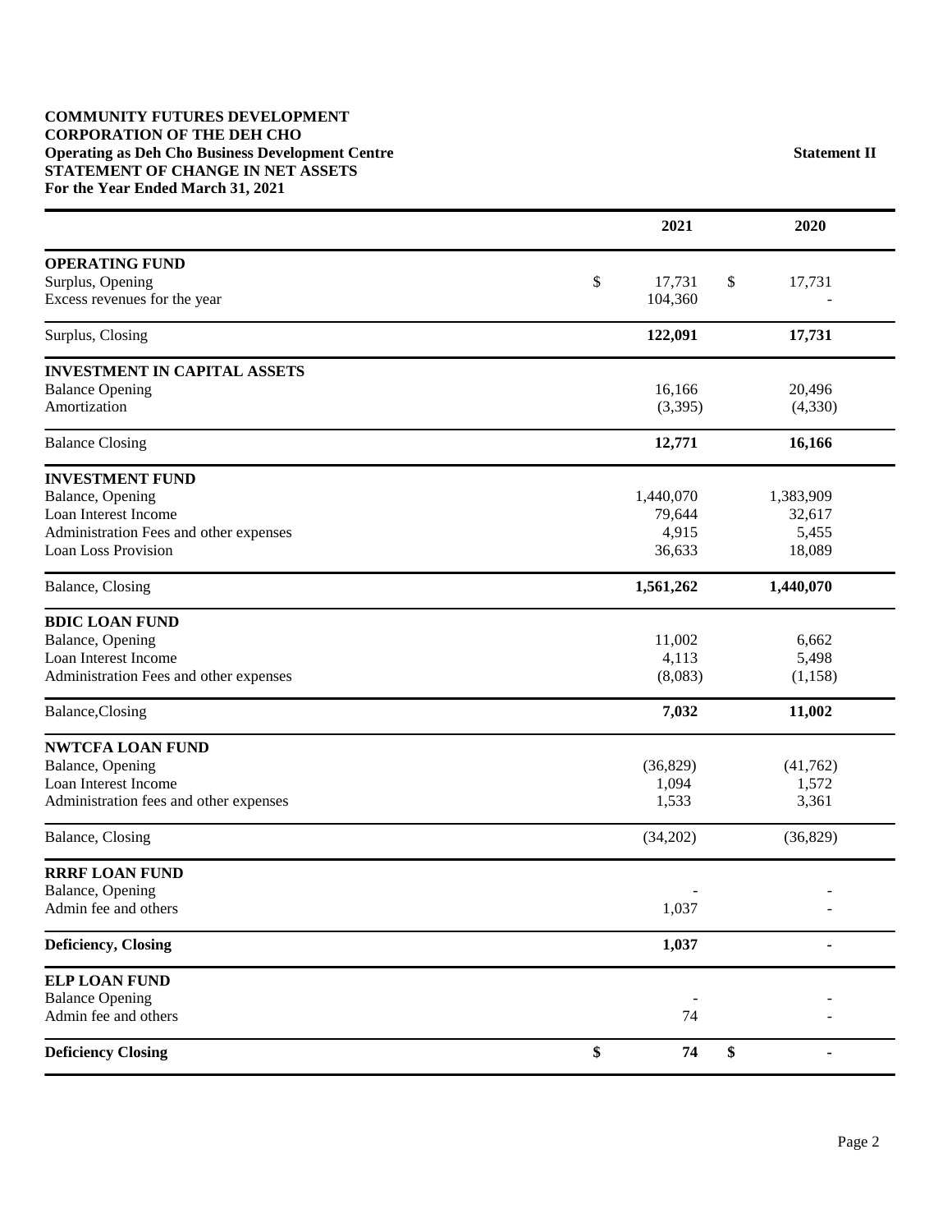**COMMUNITY FUTURES DEVELOPMENT CORPORATION OF THE DEH CHO**
**Operating as Deh Cho Business Development Centre**
**STATEMENT OF CHANGE IN NET ASSETS**
**For the Year Ended March 31, 2021**

**Statement II**

| | 2021 | 2020 |
|---|---|---|
| **OPERATING FUND** | | |
| Surplus, Opening | $ 17,731 | $ 17,731 |
| Excess revenues for the year | 104,360 | - |
| Surplus, Closing | **122,091** | **17,731** |
| **INVESTMENT IN CAPITAL ASSETS** | | |
| Balance Opening | 16,166 | 20,496 |
| Amortization | (3,395) | (4,330) |
| Balance Closing | **12,771** | **16,166** |
| **INVESTMENT FUND** | | |
| Balance, Opening | 1,440,070 | 1,383,909 |
| Loan Interest Income | 79,644 | 32,617 |
| Administration Fees and other expenses | 4,915 | 5,455 |
| Loan Loss Provision | 36,633 | 18,089 |
| Balance, Closing | **1,561,262** | **1,440,070** |
| **BDIC LOAN FUND** | | |
| Balance, Opening | 11,002 | 6,662 |
| Loan Interest Income | 4,113 | 5,498 |
| Administration Fees and other expenses | (8,083) | (1,158) |
| Balance,Closing | **7,032** | **11,002** |
| **NWTCFA LOAN FUND** | | |
| Balance, Opening | (36,829) | (41,762) |
| Loan Interest Income | 1,094 | 1,572 |
| Administration fees and other expenses | 1,533 | 3,361 |
| Balance, Closing | (34,202) | (36,829) |
| **RRRF LOAN FUND** | | |
| Balance, Opening | - | - |
| Admin fee and others | 1,037 | - |
| **Deficiency, Closing** | **1,037** | **-** |
| **ELP LOAN FUND** | | |
| Balance Opening | - | - |
| Admin fee and others | 74 | - |
| **Deficiency Closing** | **$ 74** | **$ -** |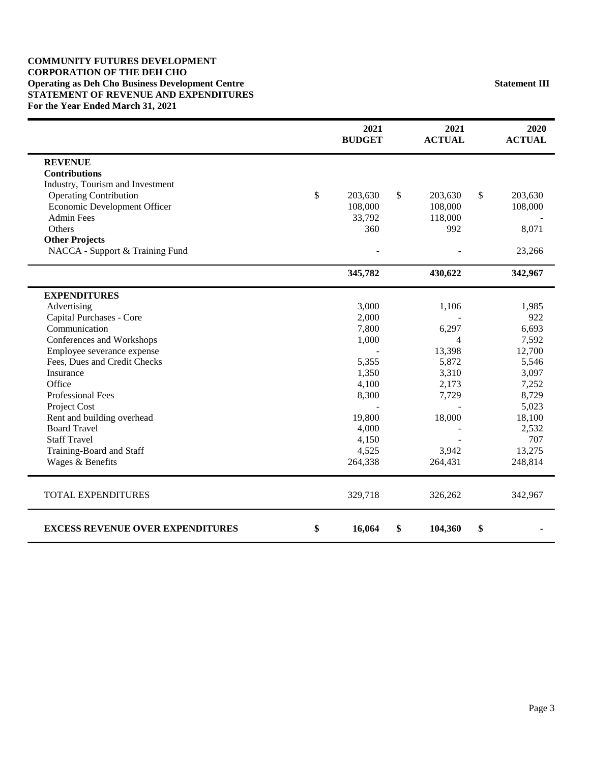**COMMUNITY FUTURES DEVELOPMENT CORPORATION OF THE DEH CHO**
**Operating as Deh Cho Business Development Centre**
**STATEMENT OF REVENUE AND EXPENDITURES**
**For the Year Ended March 31, 2021**

**Statement III**

| | 2021 BUDGET | 2021 ACTUAL | 2020 ACTUAL |
|---|---|---|---|
| **REVENUE** | | | |
| **Contributions** | | | |
| Industry, Tourism and Investment | | | |
| Operating Contribution | $ 203,630 | $ 203,630 | $ 203,630 |
| Economic Development Officer | 108,000 | 108,000 | 108,000 |
| Admin Fees | 33,792 | 118,000 | - |
| Others | 360 | 992 | 8,071 |
| **Other Projects** | | | |
| NACCA - Support & Training Fund | - | - | 23,266 |
| | **345,782** | **430,622** | **342,967** |
| **EXPENDITURES** | | | |
| Advertising | 3,000 | 1,106 | 1,985 |
| Capital Purchases - Core | 2,000 | - | 922 |
| Communication | 7,800 | 6,297 | 6,693 |
| Conferences and Workshops | 1,000 | 4 | 7,592 |
| Employee severance expense | - | 13,398 | 12,700 |
| Fees, Dues and Credit Checks | 5,355 | 5,872 | 5,546 |
| Insurance | 1,350 | 3,310 | 3,097 |
| Office | 4,100 | 2,173 | 7,252 |
| Professional Fees | 8,300 | 7,729 | 8,729 |
| Project Cost | - | - | 5,023 |
| Rent and building overhead | 19,800 | 18,000 | 18,100 |
| Board Travel | 4,000 | - | 2,532 |
| Staff Travel | 4,150 | - | 707 |
| Training-Board and Staff | 4,525 | 3,942 | 13,275 |
| Wages & Benefits | 264,338 | 264,431 | 248,814 |
| TOTAL EXPENDITURES | 329,718 | 326,262 | 342,967 |
| **EXCESS REVENUE OVER EXPENDITURES** | **$ 16,064** | **$ 104,360** | **$ -** |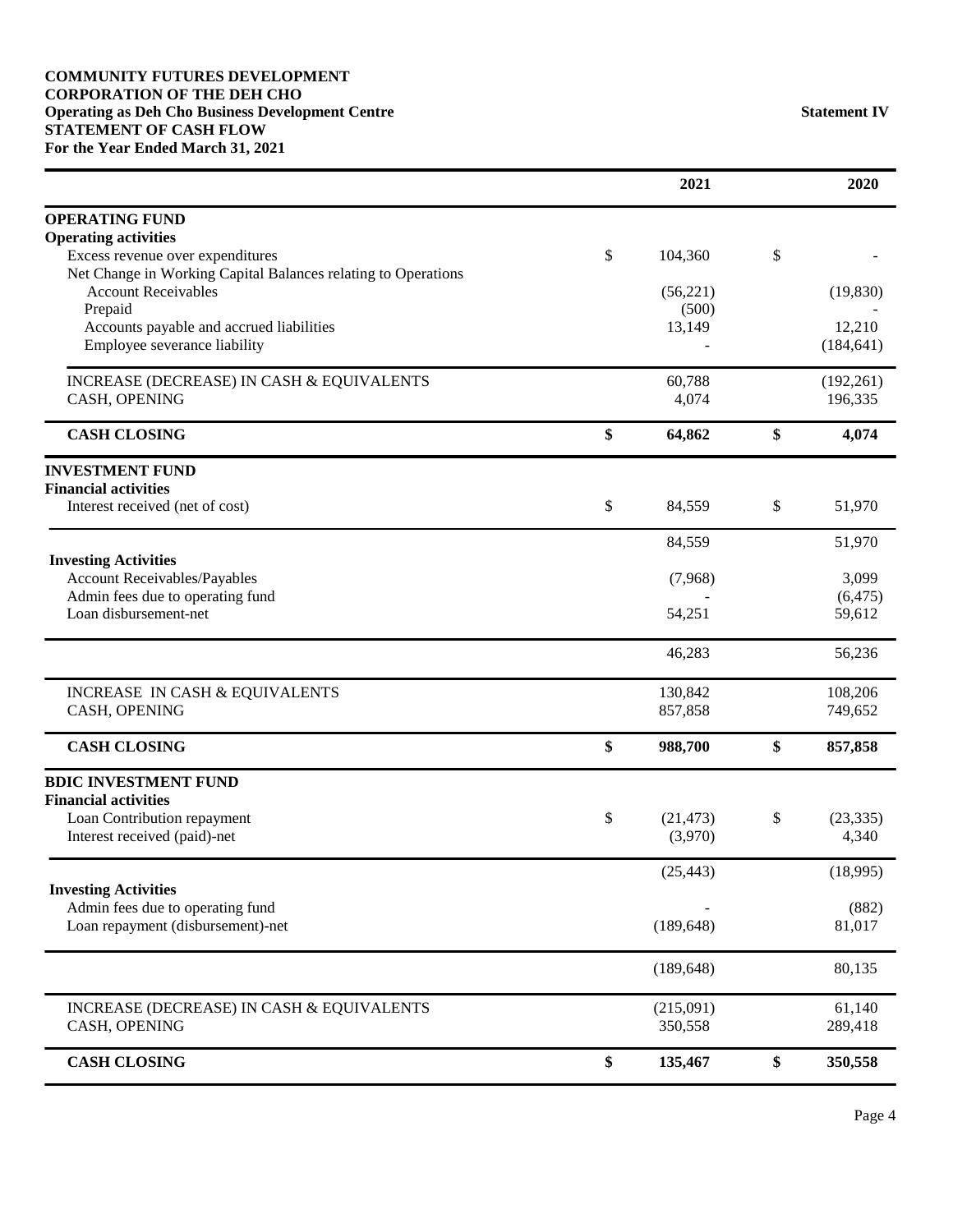**COMMUNITY FUTURES DEVELOPMENT CORPORATION OF THE DEH CHO**
**Operating as Deh Cho Business Development Centre**
**STATEMENT OF CASH FLOW**
**For the Year Ended March 31, 2021**

**Statement IV**

| | 2021 | 2020 |
|---|---|---|
| **OPERATING FUND** | | |
| **Operating activities** | | |
| Excess revenue over expenditures | $ 104,360 | $ - |
| Net Change in Working Capital Balances relating to Operations | | |
| Account Receivables | (56,221) | (19,830) |
| Prepaid | (500) | - |
| Accounts payable and accrued liabilities | 13,149 | 12,210 |
| Employee severance liability | - | (184,641) |
| INCREASE (DECREASE) IN CASH & EQUIVALENTS | 60,788 | (192,261) |
| CASH, OPENING | 4,074 | 196,335 |
| **CASH CLOSING** | **$ 64,862** | **$ 4,074** |
| **INVESTMENT FUND** | | |
| **Financial activities** | | |
| Interest received (net of cost) | $ 84,559 | $ 51,970 |
| | 84,559 | 51,970 |
| **Investing Activities** | | |
| Account Receivables/Payables | (7,968) | 3,099 |
| Admin fees due to operating fund | - | (6,475) |
| Loan disbursement-net | 54,251 | 59,612 |
| | 46,283 | 56,236 |
| INCREASE IN CASH & EQUIVALENTS | 130,842 | 108,206 |
| CASH, OPENING | 857,858 | 749,652 |
| **CASH CLOSING** | **$ 988,700** | **$ 857,858** |
| **BDIC INVESTMENT FUND** | | |
| **Financial activities** | | |
| Loan Contribution repayment | $ (21,473) | $ (23,335) |
| Interest received (paid)-net | (3,970) | 4,340 |
| | (25,443) | (18,995) |
| **Investing Activities** | | |
| Admin fees due to operating fund | - | (882) |
| Loan repayment (disbursement)-net | (189,648) | 81,017 |
| | (189,648) | 80,135 |
| INCREASE (DECREASE) IN CASH & EQUIVALENTS | (215,091) | 61,140 |
| CASH, OPENING | 350,558 | 289,418 |
| **CASH CLOSING** | **$ 135,467** | **$ 350,558** |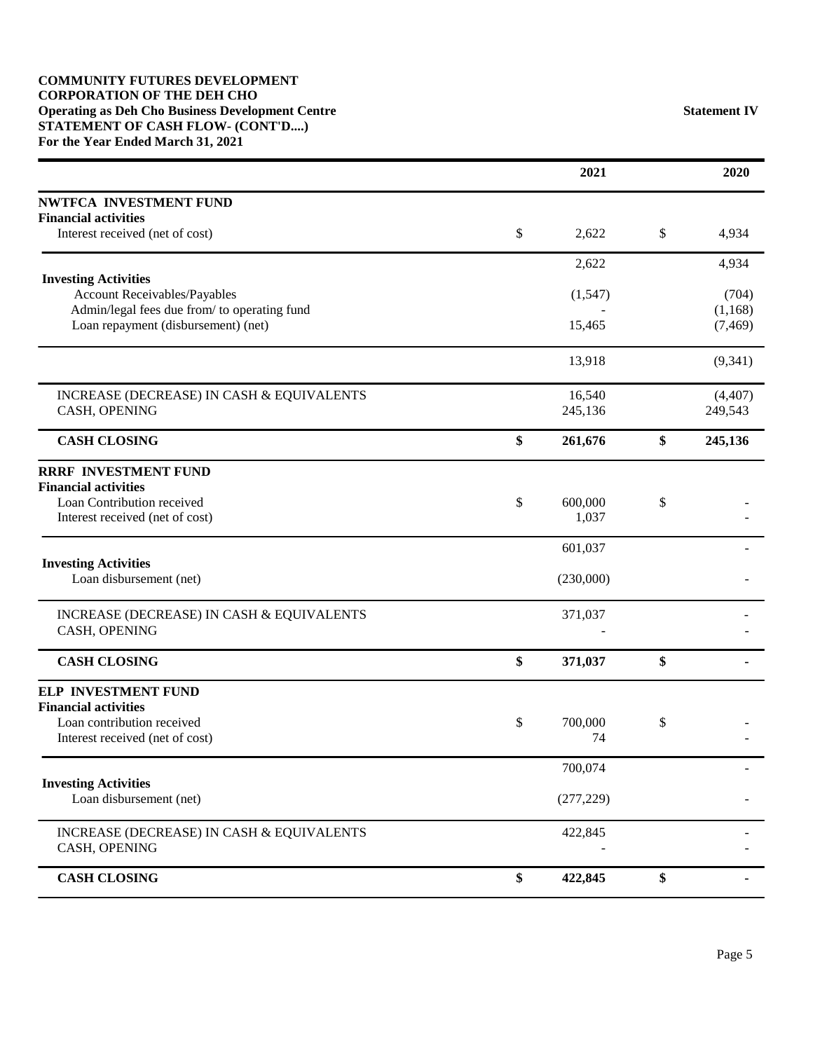**COMMUNITY FUTURES DEVELOPMENT CORPORATION OF THE DEH CHO**
**Operating as Deh Cho Business Development Centre**
**STATEMENT OF CASH FLOW- (CONT'D....)**
**For the Year Ended March 31, 2021**

**Statement IV**

| | 2021 | 2020 |
|---|---|---|
| **NWTFCA INVESTMENT FUND** | | |
| **Financial activities** | | |
| Interest received (net of cost) | $ 2,622 | $ 4,934 |
| | 2,622 | 4,934 |
| **Investing Activities** | | |
| Account Receivables/Payables | (1,547) | (704) |
| Admin/legal fees due from/ to operating fund | - | (1,168) |
| Loan repayment (disbursement) (net) | 15,465 | (7,469) |
| | 13,918 | (9,341) |
| INCREASE (DECREASE) IN CASH & EQUIVALENTS | 16,540 | (4,407) |
| CASH, OPENING | 245,136 | 249,543 |
| **CASH CLOSING** | **$ 261,676** | **$ 245,136** |
| **RRRF INVESTMENT FUND** | | |
| **Financial activities** | | |
| Loan Contribution received | $ 600,000 | $ - |
| Interest received (net of cost) | 1,037 | - |
| | 601,037 | - |
| **Investing Activities** | | |
| Loan disbursement (net) | (230,000) | - |
| INCREASE (DECREASE) IN CASH & EQUIVALENTS | 371,037 | - |
| CASH, OPENING | - | - |
| **CASH CLOSING** | **$ 371,037** | **$ -** |
| **ELP INVESTMENT FUND** | | |
| **Financial activities** | | |
| Loan contribution received | $ 700,000 | $ - |
| Interest received (net of cost) | 74 | - |
| | 700,074 | - |
| **Investing Activities** | | |
| Loan disbursement (net) | (277,229) | - |
| INCREASE (DECREASE) IN CASH & EQUIVALENTS | 422,845 | - |
| CASH, OPENING | - | - |
| **CASH CLOSING** | **$ 422,845** | **$ -** |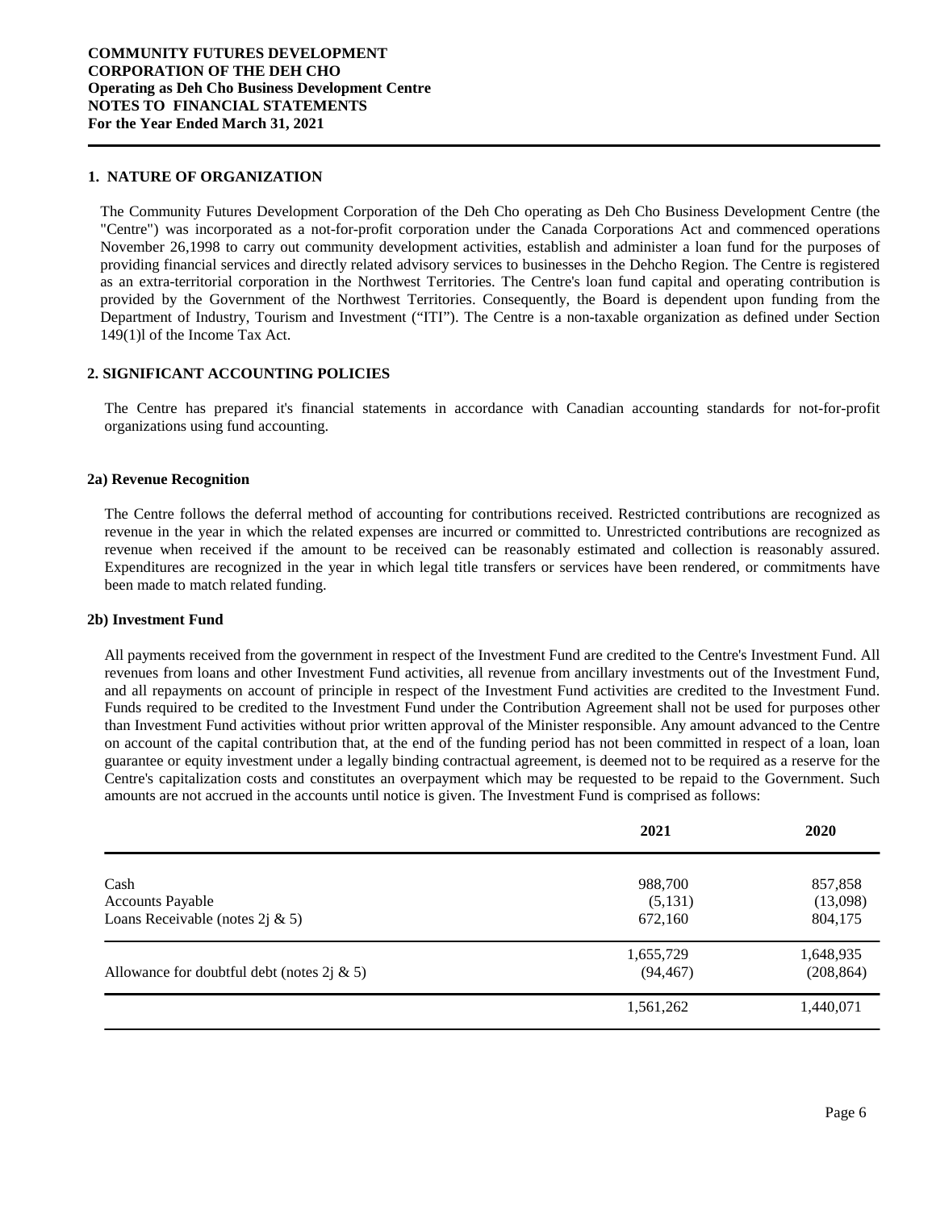**COMMUNITY FUTURES DEVELOPMENT CORPORATION OF THE DEH CHO**
**Operating as Deh Cho Business Development Centre**
**NOTES TO FINANCIAL STATEMENTS**
**For the Year Ended March 31, 2021**

## 1. NATURE OF ORGANIZATION

The Community Futures Development Corporation of the Deh Cho operating as Deh Cho Business Development Centre (the "Centre") was incorporated as a not-for-profit corporation under the Canada Corporations Act and commenced operations November 26,1998 to carry out community development activities, establish and administer a loan fund for the purposes of providing financial services and directly related advisory services to businesses in the Dehcho Region. The Centre is registered as an extra-territorial corporation in the Northwest Territories. The Centre's loan fund capital and operating contribution is provided by the Government of the Northwest Territories. Consequently, the Board is dependent upon funding from the Department of Industry, Tourism and Investment ("ITI"). The Centre is a non-taxable organization as defined under Section 149(1)l of the Income Tax Act.

## 2. SIGNIFICANT ACCOUNTING POLICIES

The Centre has prepared it's financial statements in accordance with Canadian accounting standards for not-for-profit organizations using fund accounting.

### 2a) Revenue Recognition

The Centre follows the deferral method of accounting for contributions received. Restricted contributions are recognized as revenue in the year in which the related expenses are incurred or committed to. Unrestricted contributions are recognized as revenue when received if the amount to be received can be reasonably estimated and collection is reasonably assured. Expenditures are recognized in the year in which legal title transfers or services have been rendered, or commitments have been made to match related funding.

### 2b) Investment Fund

All payments received from the government in respect of the Investment Fund are credited to the Centre's Investment Fund. All revenues from loans and other Investment Fund activities, all revenue from ancillary investments out of the Investment Fund, and all repayments on account of principle in respect of the Investment Fund activities are credited to the Investment Fund. Funds required to be credited to the Investment Fund under the Contribution Agreement shall not be used for purposes other than Investment Fund activities without prior written approval of the Minister responsible. Any amount advanced to the Centre on account of the capital contribution that, at the end of the funding period has not been committed in respect of a loan, loan guarantee or equity investment under a legally binding contractual agreement, is deemed not to be required as a reserve for the Centre's capitalization costs and constitutes an overpayment which may be requested to be repaid to the Government. Such amounts are not accrued in the accounts until notice is given. The Investment Fund is comprised as follows:

| | 2021 | 2020 |
|---|---|---|
| Cash | 988,700 | 857,858 |
| Accounts Payable | (5,131) | (13,098) |
| Loans Receivable (notes 2j & 5) | 672,160 | 804,175 |
| | 1,655,729 | 1,648,935 |
| Allowance for doubtful debt (notes 2j & 5) | (94,467) | (208,864) |
| | 1,561,262 | 1,440,071 |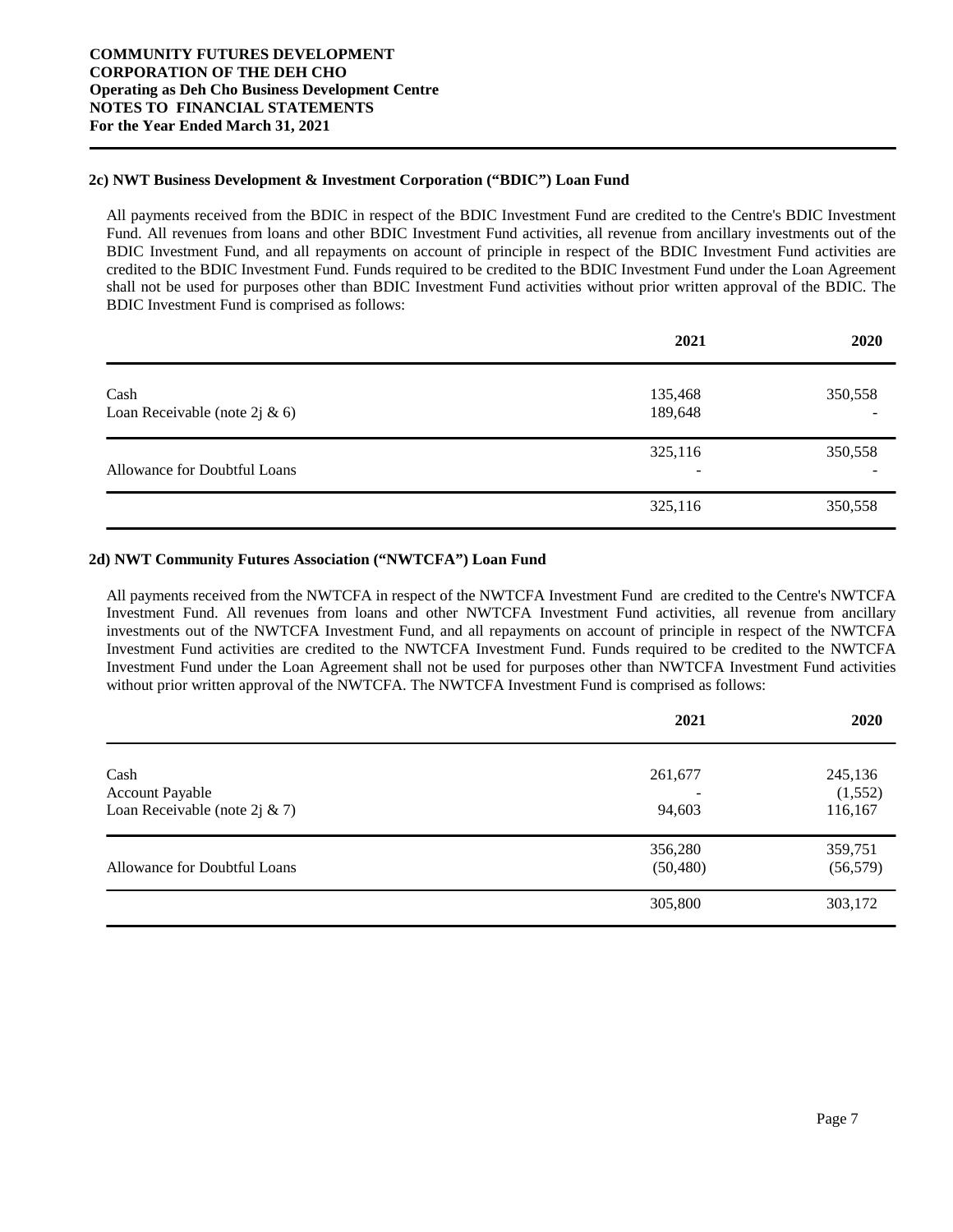#### 2c) NWT Business Development & Investment Corporation ("BDIC") Loan Fund

All payments received from the BDIC in respect of the BDIC Investment Fund are credited to the Centre's BDIC Investment Fund. All revenues from loans and other BDIC Investment Fund activities, all revenue from ancillary investments out of the BDIC Investment Fund, and all repayments on account of principle in respect of the BDIC Investment Fund activities are credited to the BDIC Investment Fund. Funds required to be credited to the BDIC Investment Fund under the Loan Agreement shall not be used for purposes other than BDIC Investment Fund activities without prior written approval of the BDIC. The BDIC Investment Fund is comprised as follows:

| | 2021 | 2020 |
|---|---|---|
| Cash | 135,468 | 350,558 |
| Loan Receivable (note 2j & 6) | 189,648 | - |
| | 325,116 | 350,558 |
| Allowance for Doubtful Loans | - | - |
| | 325,116 | 350,558 |

#### 2d) NWT Community Futures Association ("NWTCFA") Loan Fund

All payments received from the NWTCFA in respect of the NWTCFA Investment Fund are credited to the Centre's NWTCFA Investment Fund. All revenues from loans and other NWTCFA Investment Fund activities, all revenue from ancillary investments out of the NWTCFA Investment Fund, and all repayments on account of principle in respect of the NWTCFA Investment Fund activities are credited to the NWTCFA Investment Fund. Funds required to be credited to the NWTCFA Investment Fund under the Loan Agreement shall not be used for purposes other than NWTCFA Investment Fund activities without prior written approval of the NWTCFA. The NWTCFA Investment Fund is comprised as follows:

| | 2021 | 2020 |
|---|---|---|
| Cash | 261,677 | 245,136 |
| Account Payable | - | (1,552) |
| Loan Receivable (note 2j & 7) | 94,603 | 116,167 |
| | 356,280 | 359,751 |
| Allowance for Doubtful Loans | (50,480) | (56,579) |
| | 305,800 | 303,172 |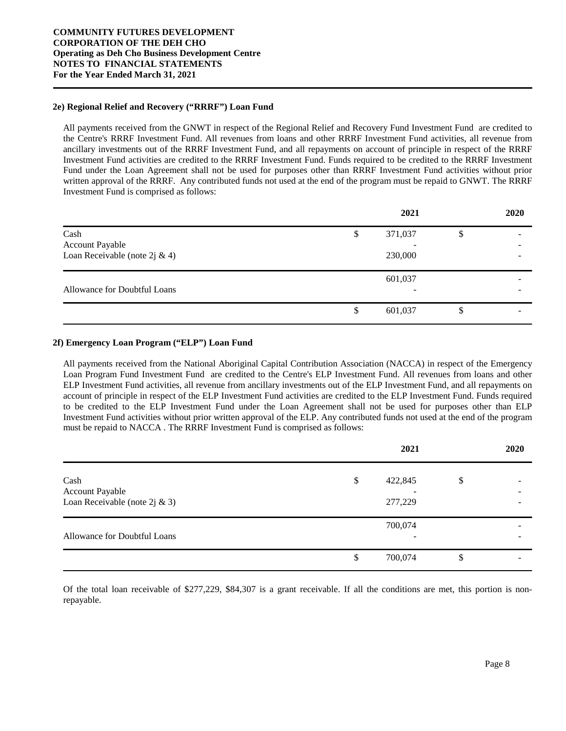#### 2e) Regional Relief and Recovery ("RRRF") Loan Fund

All payments received from the GNWT in respect of the Regional Relief and Recovery Fund Investment Fund are credited to the Centre's RRRF Investment Fund. All revenues from loans and other RRRF Investment Fund activities, all revenue from ancillary investments out of the RRRF Investment Fund, and all repayments on account of principle in respect of the RRRF Investment Fund activities are credited to the RRRF Investment Fund. Funds required to be credited to the RRRF Investment Fund under the Loan Agreement shall not be used for purposes other than RRRF Investment Fund activities without prior written approval of the RRRF. Any contributed funds not used at the end of the program must be repaid to GNWT. The RRRF Investment Fund is comprised as follows:

| | 2021 | 2020 |
|---|---|---|
| Cash | $ 371,037 | $ - |
| Account Payable | - | - |
| Loan Receivable (note 2j & 4) | 230,000 | - |
| | 601,037 | - |
| Allowance for Doubtful Loans | - | - |
| | $ 601,037 | $ - |

#### 2f) Emergency Loan Program ("ELP") Loan Fund

All payments received from the National Aboriginal Capital Contribution Association (NACCA) in respect of the Emergency Loan Program Fund Investment Fund are credited to the Centre's ELP Investment Fund. All revenues from loans and other ELP Investment Fund activities, all revenue from ancillary investments out of the ELP Investment Fund, and all repayments on account of principle in respect of the ELP Investment Fund activities are credited to the ELP Investment Fund. Funds required to be credited to the ELP Investment Fund under the Loan Agreement shall not be used for purposes other than ELP Investment Fund activities without prior written approval of the ELP. Any contributed funds not used at the end of the program must be repaid to NACCA . The RRRF Investment Fund is comprised as follows:

| | 2021 | 2020 |
|---|---|---|
| Cash | $ 422,845 | $ - |
| Account Payable | - | - |
| Loan Receivable (note 2j & 3) | 277,229 | - |
| | 700,074 | - |
| Allowance for Doubtful Loans | - | - |
| | $ 700,074 | $ - |

Of the total loan receivable of $277,229, $84,307 is a grant receivable. If all the conditions are met, this portion is non-repayable.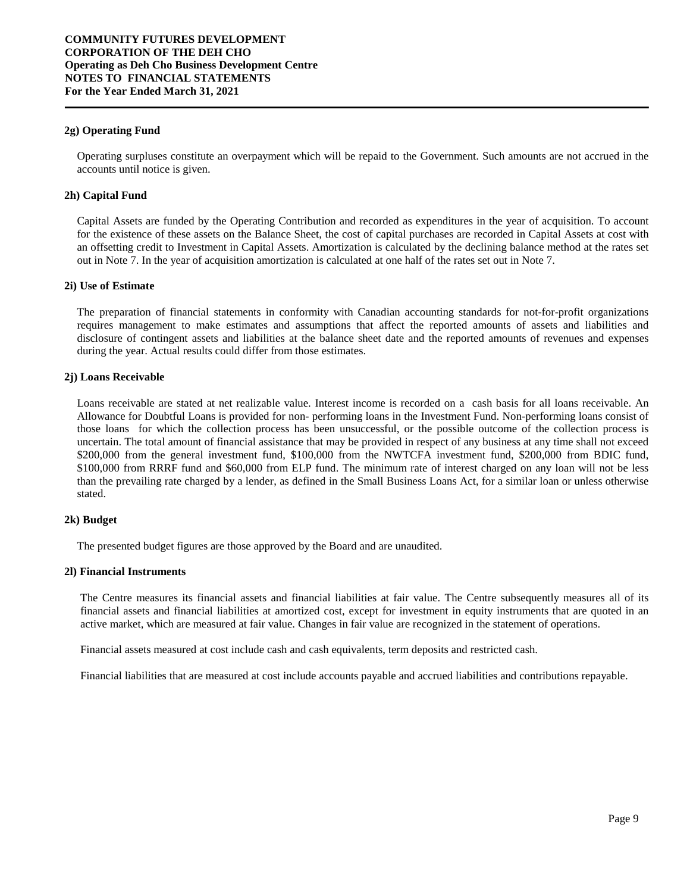#### 2g) Operating Fund

Operating surpluses constitute an overpayment which will be repaid to the Government. Such amounts are not accrued in the accounts until notice is given.

#### 2h) Capital Fund

Capital Assets are funded by the Operating Contribution and recorded as expenditures in the year of acquisition. To account for the existence of these assets on the Balance Sheet, the cost of capital purchases are recorded in Capital Assets at cost with an offsetting credit to Investment in Capital Assets. Amortization is calculated by the declining balance method at the rates set out in Note 7. In the year of acquisition amortization is calculated at one half of the rates set out in Note 7.

#### 2i) Use of Estimate

The preparation of financial statements in conformity with Canadian accounting standards for not-for-profit organizations requires management to make estimates and assumptions that affect the reported amounts of assets and liabilities and disclosure of contingent assets and liabilities at the balance sheet date and the reported amounts of revenues and expenses during the year. Actual results could differ from those estimates.

#### 2j) Loans Receivable

Loans receivable are stated at net realizable value. Interest income is recorded on a cash basis for all loans receivable. An Allowance for Doubtful Loans is provided for non- performing loans in the Investment Fund. Non-performing loans consist of those loans for which the collection process has been unsuccessful, or the possible outcome of the collection process is uncertain. The total amount of financial assistance that may be provided in respect of any business at any time shall not exceed $200,000 from the general investment fund, $100,000 from the NWTCFA investment fund, $200,000 from BDIC fund, $100,000 from RRRF fund and $60,000 from ELP fund. The minimum rate of interest charged on any loan will not be less than the prevailing rate charged by a lender, as defined in the Small Business Loans Act, for a similar loan or unless otherwise stated.

#### 2k) Budget

The presented budget figures are those approved by the Board and are unaudited.

#### 2l) Financial Instruments

The Centre measures its financial assets and financial liabilities at fair value. The Centre subsequently measures all of its financial assets and financial liabilities at amortized cost, except for investment in equity instruments that are quoted in an active market, which are measured at fair value. Changes in fair value are recognized in the statement of operations.

Financial assets measured at cost include cash and cash equivalents, term deposits and restricted cash.

Financial liabilities that are measured at cost include accounts payable and accrued liabilities and contributions repayable.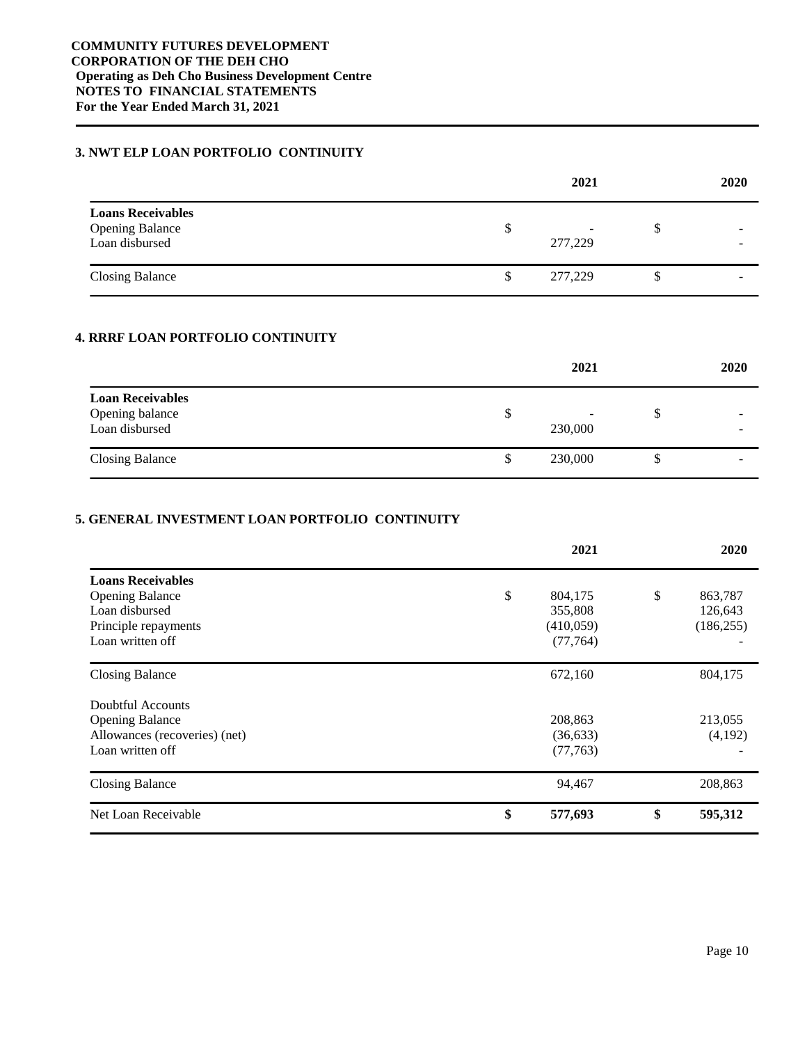**COMMUNITY FUTURES DEVELOPMENT CORPORATION OF THE DEH CHO**
**Operating as Deh Cho Business Development Centre**
**NOTES TO FINANCIAL STATEMENTS**
**For the Year Ended March 31, 2021**

### 3. NWT ELP LOAN PORTFOLIO CONTINUITY

| | 2021 | 2020 |
|---|---|---|
| **Loans Receivables** | | |
| Opening Balance | $ - | $ - |
| Loan disbursed | 277,229 | - |
| Closing Balance | $ 277,229 | $ - |

### 4. RRRF LOAN PORTFOLIO CONTINUITY

| | 2021 | 2020 |
|---|---|---|
| **Loan Receivables** | | |
| Opening balance | $ - | $ - |
| Loan disbursed | 230,000 | - |
| Closing Balance | $ 230,000 | $ - |

### 5. GENERAL INVESTMENT LOAN PORTFOLIO CONTINUITY

| | 2021 | 2020 |
|---|---|---|
| **Loans Receivables** | | |
| Opening Balance | $ 804,175 | $ 863,787 |
| Loan disbursed | 355,808 | 126,643 |
| Principle repayments | (410,059) | (186,255) |
| Loan written off | (77,764) | - |
| Closing Balance | 672,160 | 804,175 |
| Doubtful Accounts | | |
| Opening Balance | 208,863 | 213,055 |
| Allowances (recoveries) (net) | (36,633) | (4,192) |
| Loan written off | (77,763) | - |
| Closing Balance | 94,467 | 208,863 |
| Net Loan Receivable | **$ 577,693** | **$ 595,312** |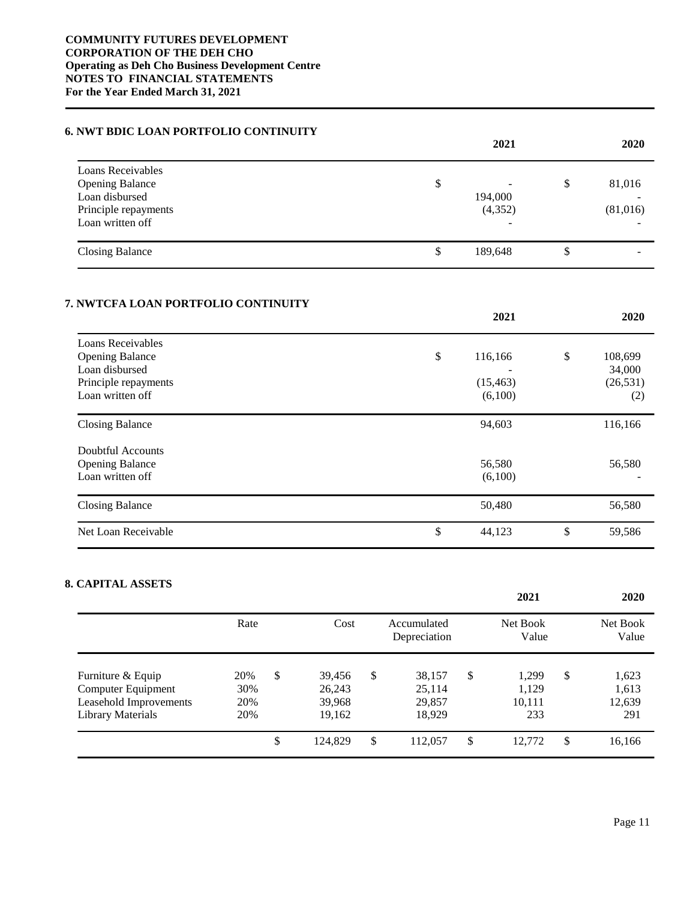# COMMUNITY FUTURES DEVELOPMENT CORPORATION OF THE DEH CHO
**Operating as Deh Cho Business Development Centre**
**NOTES TO FINANCIAL STATEMENTS**
**For the Year Ended March 31, 2021**

## 6. NWT BDIC LOAN PORTFOLIO CONTINUITY

| | 2021 | 2020 |
|---|---|---|
| Loans Receivables | | |
| Opening Balance | $ - | $ 81,016 |
| Loan disbursed | 194,000 | - |
| Principle repayments | (4,352) | (81,016) |
| Loan written off | - | - |
| Closing Balance | $ 189,648 | $ - |

## 7. NWTCFA LOAN PORTFOLIO CONTINUITY

| | 2021 | 2020 |
|---|---|---|
| Loans Receivables | | |
| Opening Balance | $ 116,166 | $ 108,699 |
| Loan disbursed | - | 34,000 |
| Principle repayments | (15,463) | (26,531) |
| Loan written off | (6,100) | (2) |
| Closing Balance | 94,603 | 116,166 |
| Doubtful Accounts | | |
| Opening Balance | 56,580 | 56,580 |
| Loan written off | (6,100) | - |
| Closing Balance | 50,480 | 56,580 |
| Net Loan Receivable | $ 44,123 | $ 59,586 |

## 8. CAPITAL ASSETS

| | Rate | Cost | Accumulated Depreciation | 2021 Net Book Value | 2020 Net Book Value |
|---|---|---|---|---|---|
| Furniture & Equip | 20% | $ 39,456 | $ 38,157 | $ 1,299 | $ 1,623 |
| Computer Equipment | 30% | 26,243 | 25,114 | 1,129 | 1,613 |
| Leasehold Improvements | 20% | 39,968 | 29,857 | 10,111 | 12,639 |
| Library Materials | 20% | 19,162 | 18,929 | 233 | 291 |
| | | $ 124,829 | $ 112,057 | $ 12,772 | $ 16,166 |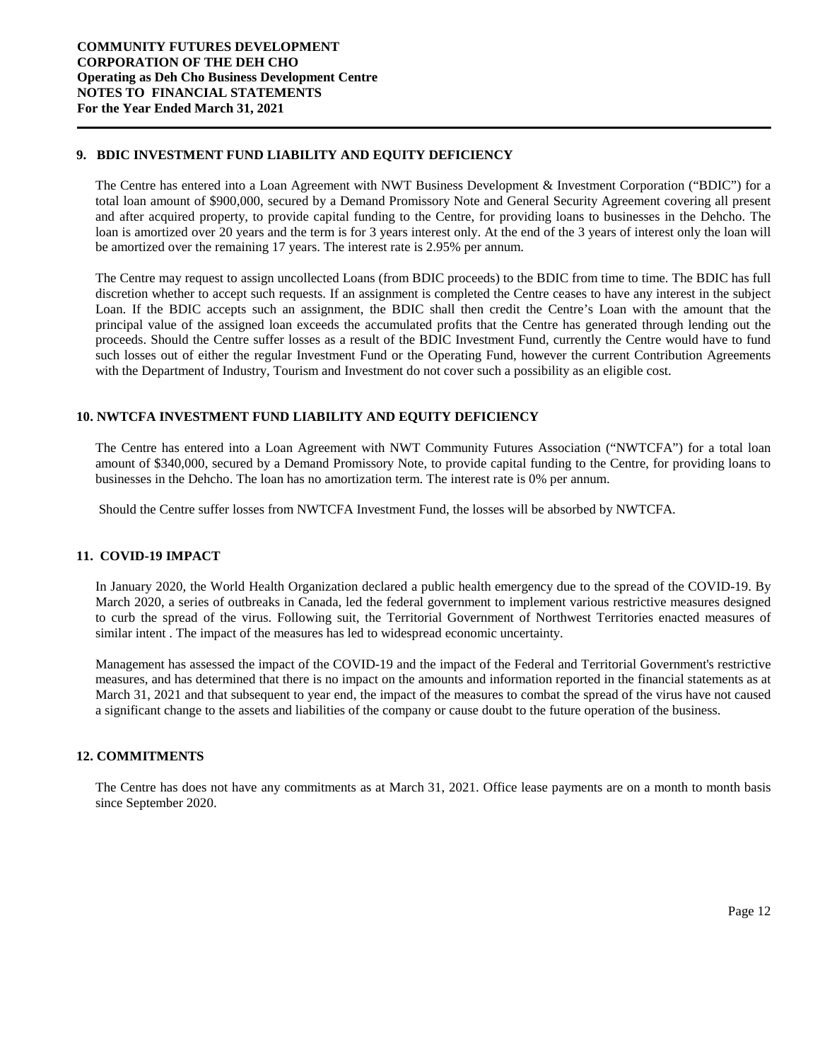**COMMUNITY FUTURES DEVELOPMENT CORPORATION OF THE DEH CHO**
**Operating as Deh Cho Business Development Centre**
**NOTES TO FINANCIAL STATEMENTS**
**For the Year Ended March 31, 2021**

## 9. BDIC INVESTMENT FUND LIABILITY AND EQUITY DEFICIENCY

The Centre has entered into a Loan Agreement with NWT Business Development & Investment Corporation ("BDIC") for a total loan amount of $900,000, secured by a Demand Promissory Note and General Security Agreement covering all present and after acquired property, to provide capital funding to the Centre, for providing loans to businesses in the Dehcho. The loan is amortized over 20 years and the term is for 3 years interest only. At the end of the 3 years of interest only the loan will be amortized over the remaining 17 years. The interest rate is 2.95% per annum.

The Centre may request to assign uncollected Loans (from BDIC proceeds) to the BDIC from time to time. The BDIC has full discretion whether to accept such requests. If an assignment is completed the Centre ceases to have any interest in the subject Loan. If the BDIC accepts such an assignment, the BDIC shall then credit the Centre's Loan with the amount that the principal value of the assigned loan exceeds the accumulated profits that the Centre has generated through lending out the proceeds. Should the Centre suffer losses as a result of the BDIC Investment Fund, currently the Centre would have to fund such losses out of either the regular Investment Fund or the Operating Fund, however the current Contribution Agreements with the Department of Industry, Tourism and Investment do not cover such a possibility as an eligible cost.

## 10. NWTCFA INVESTMENT FUND LIABILITY AND EQUITY DEFICIENCY

The Centre has entered into a Loan Agreement with NWT Community Futures Association ("NWTCFA") for a total loan amount of $340,000, secured by a Demand Promissory Note, to provide capital funding to the Centre, for providing loans to businesses in the Dehcho. The loan has no amortization term. The interest rate is 0% per annum.

Should the Centre suffer losses from NWTCFA Investment Fund, the losses will be absorbed by NWTCFA.

## 11. COVID-19 IMPACT

In January 2020, the World Health Organization declared a public health emergency due to the spread of the COVID-19. By March 2020, a series of outbreaks in Canada, led the federal government to implement various restrictive measures designed to curb the spread of the virus. Following suit, the Territorial Government of Northwest Territories enacted measures of similar intent . The impact of the measures has led to widespread economic uncertainty.

Management has assessed the impact of the COVID-19 and the impact of the Federal and Territorial Government's restrictive measures, and has determined that there is no impact on the amounts and information reported in the financial statements as at March 31, 2021 and that subsequent to year end, the impact of the measures to combat the spread of the virus have not caused a significant change to the assets and liabilities of the company or cause doubt to the future operation of the business.

## 12. COMMITMENTS

The Centre has does not have any commitments as at March 31, 2021. Office lease payments are on a month to month basis since September 2020.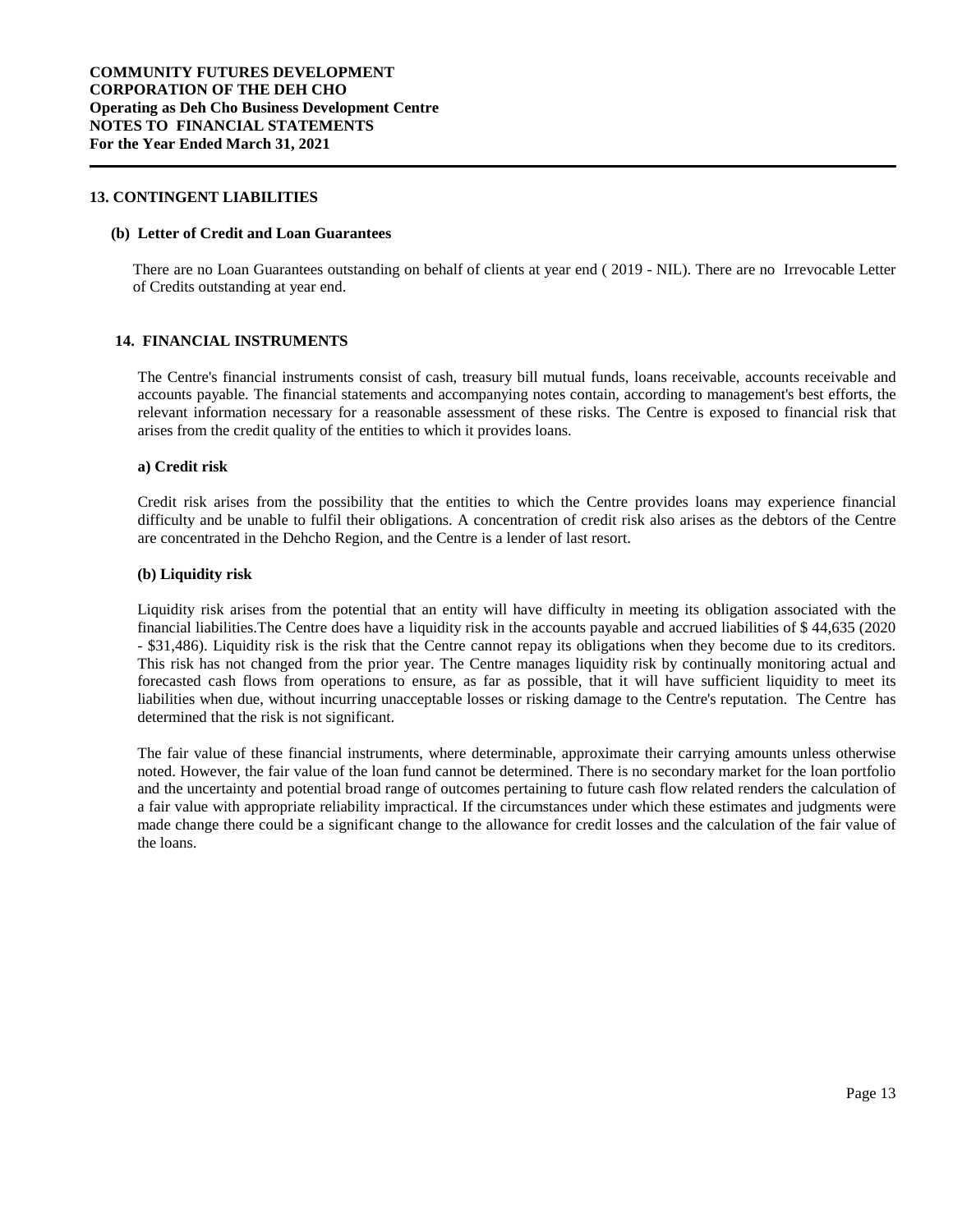## 13. CONTINGENT LIABILITIES

### (b) Letter of Credit and Loan Guarantees

There are no Loan Guarantees outstanding on behalf of clients at year end ( 2019 - NIL). There are no Irrevocable Letter of Credits outstanding at year end.

## 14. FINANCIAL INSTRUMENTS

The Centre's financial instruments consist of cash, treasury bill mutual funds, loans receivable, accounts receivable and accounts payable. The financial statements and accompanying notes contain, according to management's best efforts, the relevant information necessary for a reasonable assessment of these risks. The Centre is exposed to financial risk that arises from the credit quality of the entities to which it provides loans.

### a) Credit risk

Credit risk arises from the possibility that the entities to which the Centre provides loans may experience financial difficulty and be unable to fulfil their obligations. A concentration of credit risk also arises as the debtors of the Centre are concentrated in the Dehcho Region, and the Centre is a lender of last resort.

### (b) Liquidity risk

Liquidity risk arises from the potential that an entity will have difficulty in meeting its obligation associated with the financial liabilities.The Centre does have a liquidity risk in the accounts payable and accrued liabilities of $ 44,635 (2020 - $31,486). Liquidity risk is the risk that the Centre cannot repay its obligations when they become due to its creditors. This risk has not changed from the prior year. The Centre manages liquidity risk by continually monitoring actual and forecasted cash flows from operations to ensure, as far as possible, that it will have sufficient liquidity to meet its liabilities when due, without incurring unacceptable losses or risking damage to the Centre's reputation. The Centre has determined that the risk is not significant.

The fair value of these financial instruments, where determinable, approximate their carrying amounts unless otherwise noted. However, the fair value of the loan fund cannot be determined. There is no secondary market for the loan portfolio and the uncertainty and potential broad range of outcomes pertaining to future cash flow related renders the calculation of a fair value with appropriate reliability impractical. If the circumstances under which these estimates and judgments were made change there could be a significant change to the allowance for credit losses and the calculation of the fair value of the loans.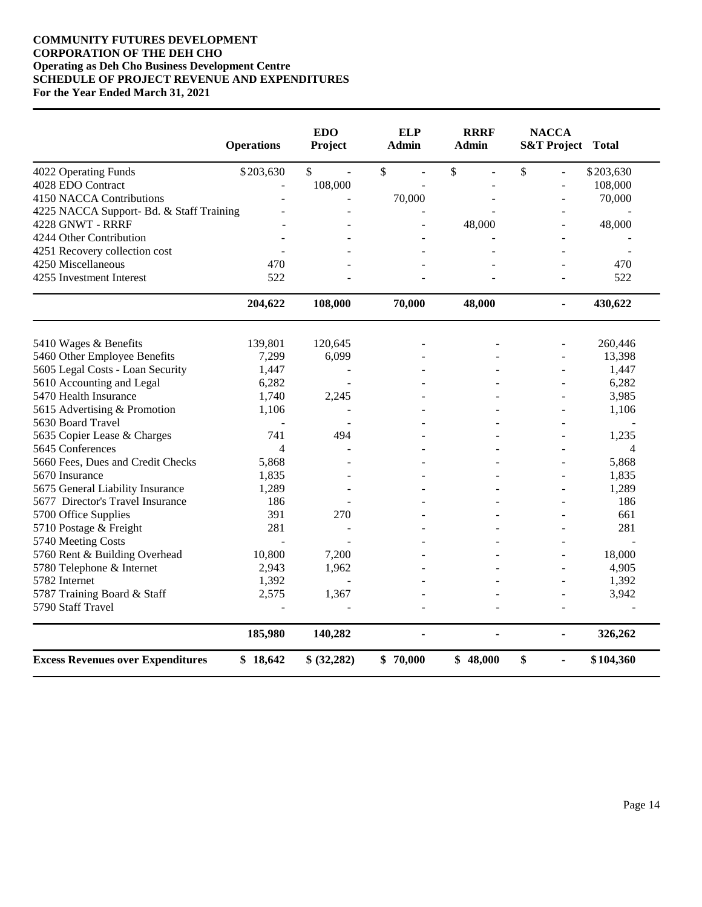**COMMUNITY FUTURES DEVELOPMENT**
**CORPORATION OF THE DEH CHO**
**Operating as Deh Cho Business Development Centre**
**SCHEDULE OF PROJECT REVENUE AND EXPENDITURES**
**For the Year Ended March 31, 2021**

| | **Operations** | **EDO Project** | **ELP Admin** | **RRRF Admin** | **NACCA S&T Project** | **Total** |
|---|---|---|---|---|---|---|
| 4022 Operating Funds | $203,630 | $ - | $ - | $ - | $ - | $203,630 |
| 4028 EDO Contract | - | 108,000 | - | - | - | 108,000 |
| 4150 NACCA Contributions | - | - | 70,000 | - | - | 70,000 |
| 4225 NACCA Support- Bd. & Staff Training | - | - | - | - | - | - |
| 4228 GNWT - RRRF | - | - | - | 48,000 | - | 48,000 |
| 4244 Other Contribution | - | - | - | - | - | - |
| 4251 Recovery collection cost | - | - | - | - | - | - |
| 4250 Miscellaneous | 470 | - | - | - | - | 470 |
| 4255 Investment Interest | 522 | - | - | - | - | 522 |
| | **204,622** | **108,000** | **70,000** | **48,000** | **-** | **430,622** |
| 5410 Wages & Benefits | 139,801 | 120,645 | - | - | - | 260,446 |
| 5460 Other Employee Benefits | 7,299 | 6,099 | - | - | - | 13,398 |
| 5605 Legal Costs - Loan Security | 1,447 | - | - | - | - | 1,447 |
| 5610 Accounting and Legal | 6,282 | - | - | - | - | 6,282 |
| 5470 Health Insurance | 1,740 | 2,245 | - | - | - | 3,985 |
| 5615 Advertising & Promotion | 1,106 | - | - | - | - | 1,106 |
| 5630 Board Travel | - | - | - | - | - | - |
| 5635 Copier Lease & Charges | 741 | 494 | - | - | - | 1,235 |
| 5645 Conferences | 4 | - | - | - | - | 4 |
| 5660 Fees, Dues and Credit Checks | 5,868 | - | - | - | - | 5,868 |
| 5670 Insurance | 1,835 | - | - | - | - | 1,835 |
| 5675 General Liability Insurance | 1,289 | - | - | - | - | 1,289 |
| 5677 Director's Travel Insurance | 186 | - | - | - | - | 186 |
| 5700 Office Supplies | 391 | 270 | - | - | - | 661 |
| 5710 Postage & Freight | 281 | - | - | - | - | 281 |
| 5740 Meeting Costs | - | - | - | - | - | - |
| 5760 Rent & Building Overhead | 10,800 | 7,200 | - | - | - | 18,000 |
| 5780 Telephone & Internet | 2,943 | 1,962 | - | - | - | 4,905 |
| 5782 Internet | 1,392 | - | - | - | - | 1,392 |
| 5787 Training Board & Staff | 2,575 | 1,367 | - | - | - | 3,942 |
| 5790 Staff Travel | - | - | - | - | - | - |
| | **185,980** | **140,282** | **-** | **-** | **-** | **326,262** |
| **Excess Revenues over Expenditures** | **$ 18,642** | **$ (32,282)** | **$ 70,000** | **$ 48,000** | **$ -** | **$104,360** |